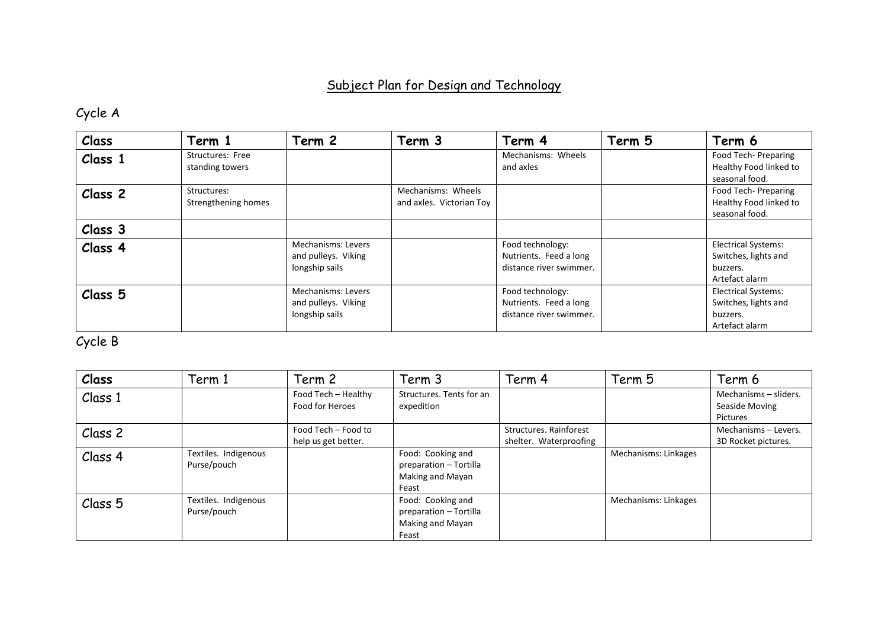# Subject Plan for Design and Technology

## Cycle A

| Class | Term 1 | Term 2 | Term 3 | Term 4 | Term 5 | Term 6 |
|---|---|---|---|---|---|---|
| Class 1 | Structures: Free standing towers | | | Mechanisms: Wheels and axles | | Food Tech- Preparing Healthy Food linked to seasonal food. |
| Class 2 | Structures: Strengthening homes | | Mechanisms: Wheels and axles. Victorian Toy | | | Food Tech- Preparing Healthy Food linked to seasonal food. |
| Class 3 | | | | | | |
| Class 4 | | Mechanisms: Levers and pulleys. Viking longship sails | | Food technology: Nutrients. Feed a long distance river swimmer. | | Electrical Systems: Switches, lights and buzzers. Artefact alarm |
| Class 5 | | Mechanisms: Levers and pulleys. Viking longship sails | | Food technology: Nutrients. Feed a long distance river swimmer. | | Electrical Systems: Switches, lights and buzzers. Artefact alarm |

## Cycle B

| Class | Term 1 | Term 2 | Term 3 | Term 4 | Term 5 | Term 6 |
|---|---|---|---|---|---|---|
| Class 1 | | Food Tech – Healthy Food for Heroes | Structures. Tents for an expedition | | | Mechanisms – sliders. Seaside Moving Pictures |
| Class 2 | | Food Tech – Food to help us get better. | | Structures. Rainforest shelter. Waterproofing | | Mechanisms – Levers. 3D Rocket pictures. |
| Class 4 | Textiles. Indigenous Purse/pouch | | Food: Cooking and preparation – Tortilla Making and Mayan Feast | | Mechanisms: Linkages | |
| Class 5 | Textiles. Indigenous Purse/pouch | | Food: Cooking and preparation – Tortilla Making and Mayan Feast | | Mechanisms: Linkages | |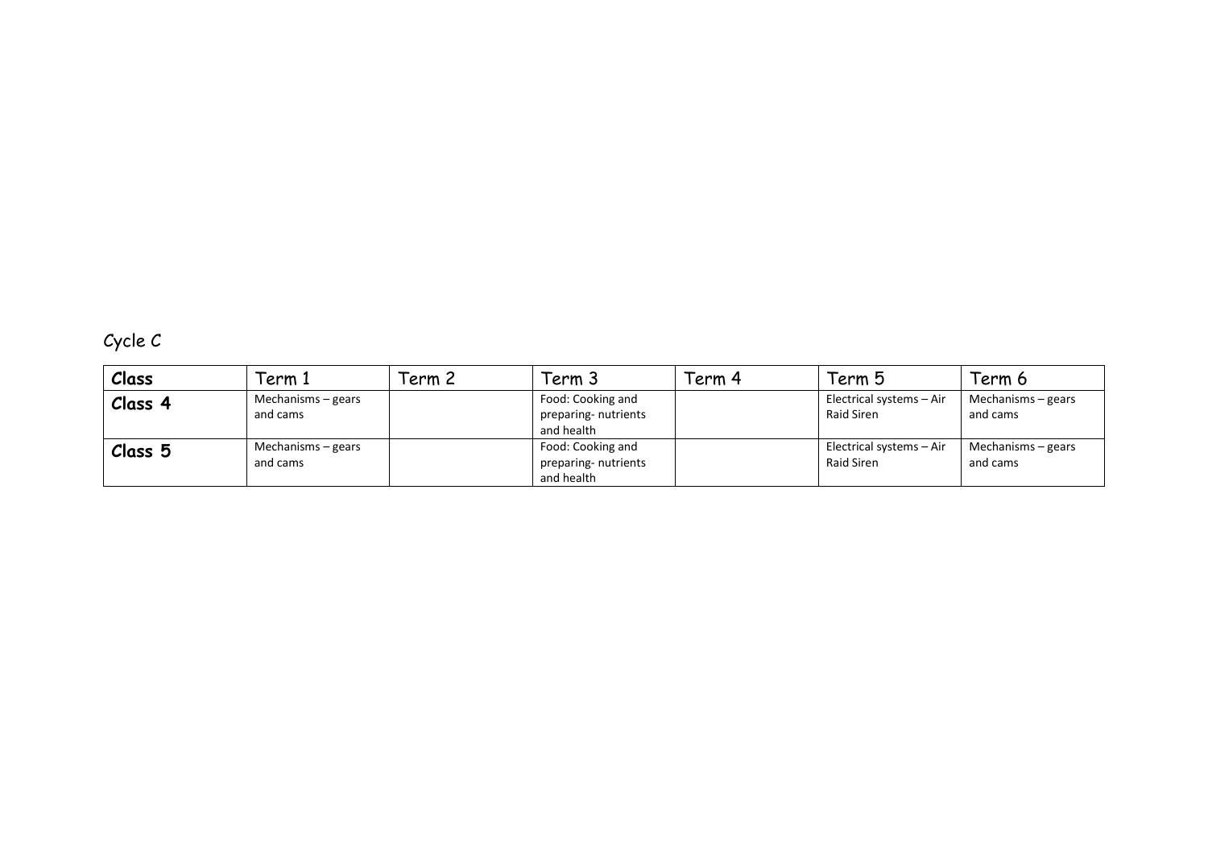Cycle C

| Class | Term 1 | Term 2 | Term 3 | Term 4 | Term 5 | Term 6 |
| --- | --- | --- | --- | --- | --- | --- |
| **Class 4** | Mechanisms – gears and cams | | Food: Cooking and preparing- nutrients and health | | Electrical systems – Air Raid Siren | Mechanisms – gears and cams |
| **Class 5** | Mechanisms – gears and cams | | Food: Cooking and preparing- nutrients and health | | Electrical systems – Air Raid Siren | Mechanisms – gears and cams |